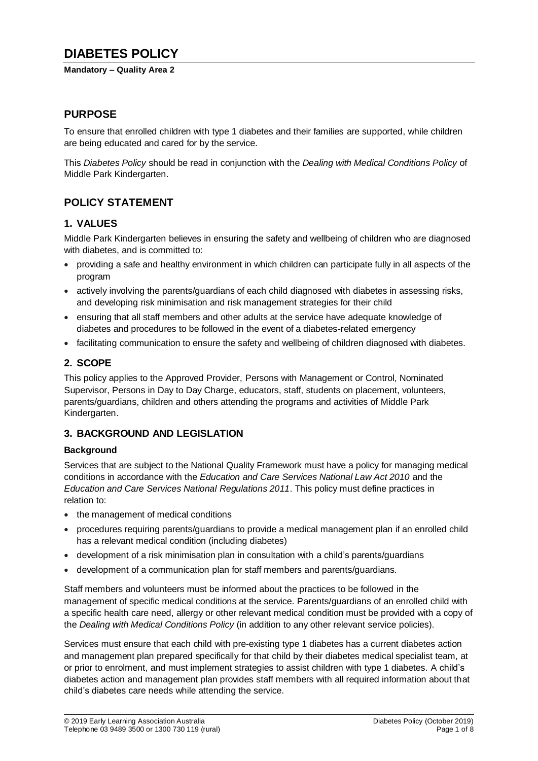# DIABETES POLICY

**Mandatory – Quality Area 2**

## PURPOSE

To ensure that enrolled children with type 1 diabetes and their families are supported, while children are being educated and cared for by the service.

This *Diabetes Policy* should be read in conjunction with the *Dealing with Medical Conditions Policy* of Middle Park Kindergarten.

## POLICY STATEMENT

### 1. VALUES

Middle Park Kindergarten believes in ensuring the safety and wellbeing of children who are diagnosed with diabetes, and is committed to:

- providing a safe and healthy environment in which children can participate fully in all aspects of the program
- actively involving the parents/guardians of each child diagnosed with diabetes in assessing risks, and developing risk minimisation and risk management strategies for their child
- ensuring that all staff members and other adults at the service have adequate knowledge of diabetes and procedures to be followed in the event of a diabetes-related emergency
- facilitating communication to ensure the safety and wellbeing of children diagnosed with diabetes.

### 2. SCOPE

This policy applies to the Approved Provider, Persons with Management or Control, Nominated Supervisor, Persons in Day to Day Charge, educators, staff, students on placement, volunteers, parents/guardians, children and others attending the programs and activities of Middle Park Kindergarten.

### 3. BACKGROUND AND LEGISLATION

**Background**

Services that are subject to the National Quality Framework must have a policy for managing medical conditions in accordance with the *Education and Care Services National Law Act 2010* and the *Education and Care Services National Regulations 2011*. This policy must define practices in relation to:

- the management of medical conditions
- procedures requiring parents/guardians to provide a medical management plan if an enrolled child has a relevant medical condition (including diabetes)
- development of a risk minimisation plan in consultation with a child's parents/guardians
- development of a communication plan for staff members and parents/guardians.

Staff members and volunteers must be informed about the practices to be followed in the management of specific medical conditions at the service. Parents/guardians of an enrolled child with a specific health care need, allergy or other relevant medical condition must be provided with a copy of the *Dealing with Medical Conditions Policy* (in addition to any other relevant service policies).

Services must ensure that each child with pre-existing type 1 diabetes has a current diabetes action and management plan prepared specifically for that child by their diabetes medical specialist team, at or prior to enrolment, and must implement strategies to assist children with type 1 diabetes. A child's diabetes action and management plan provides staff members with all required information about that child's diabetes care needs while attending the service.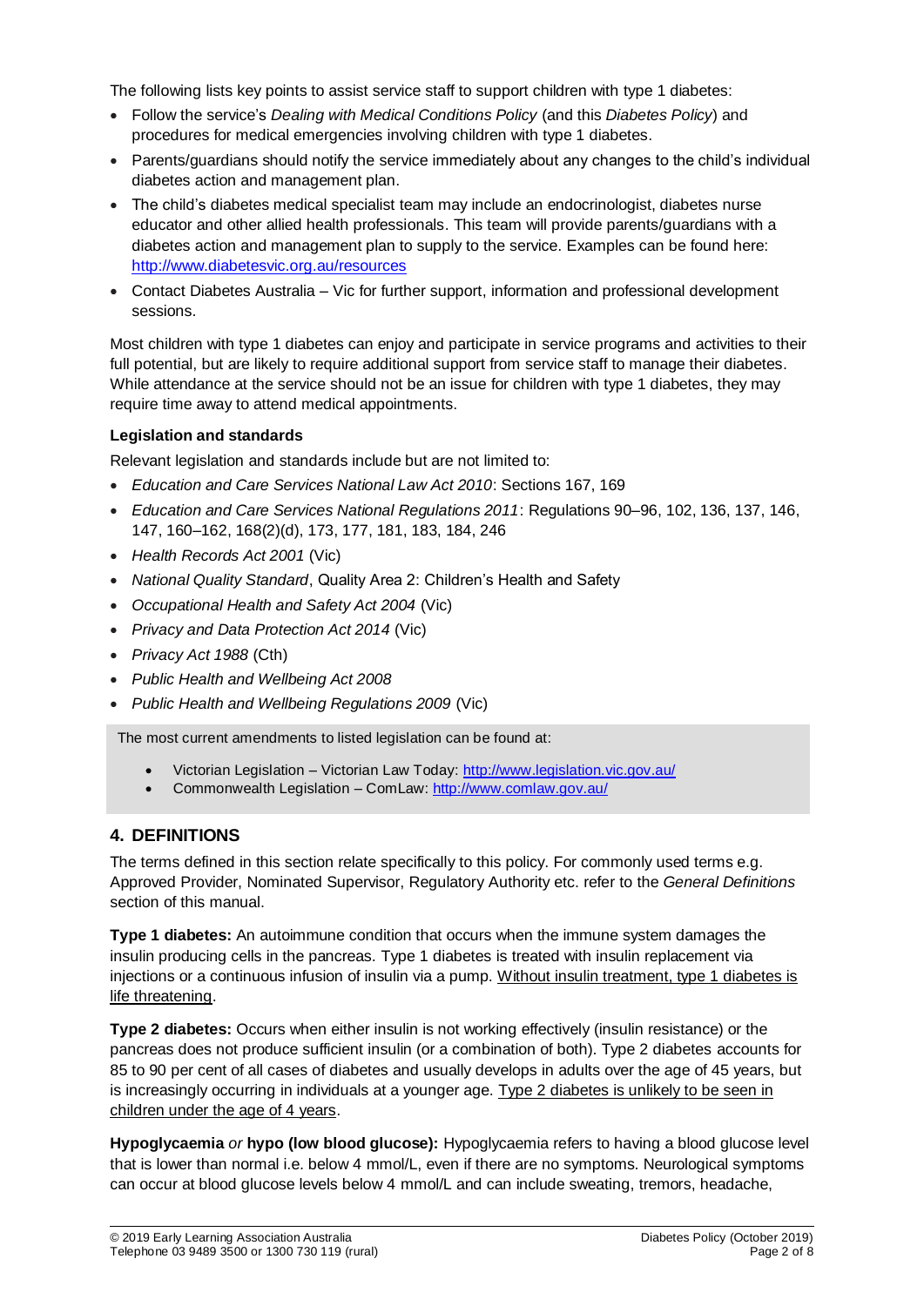The following lists key points to assist service staff to support children with type 1 diabetes:

- Follow the service's *Dealing with Medical Conditions Policy* (and this *Diabetes Policy*) and procedures for medical emergencies involving children with type 1 diabetes.
- Parents/guardians should notify the service immediately about any changes to the child's individual diabetes action and management plan.
- The child's diabetes medical specialist team may include an endocrinologist, diabetes nurse educator and other allied health professionals. This team will provide parents/guardians with a diabetes action and management plan to supply to the service. Examples can be found here: [http://www.diabetesvic.org.au/resources](http://www.diabetesvic.org.au/resources)
- Contact Diabetes Australia – Vic for further support, information and professional development sessions.

Most children with type 1 diabetes can enjoy and participate in service programs and activities to their full potential, but are likely to require additional support from service staff to manage their diabetes. While attendance at the service should not be an issue for children with type 1 diabetes, they may require time away to attend medical appointments.

**Legislation and standards**

Relevant legislation and standards include but are not limited to:

- *Education and Care Services National Law Act 2010*: Sections 167, 169
- *Education and Care Services National Regulations 2011*: Regulations 90–96, 102, 136, 137, 146, 147, 160–162, 168(2)(d), 173, 177, 181, 183, 184, 246
- *Health Records Act 2001* (Vic)
- *National Quality Standard*, Quality Area 2: Children's Health and Safety
- *Occupational Health and Safety Act 2004* (Vic)
- *Privacy and Data Protection Act 2014* (Vic)
- *Privacy Act 1988* (Cth)
- *Public Health and Wellbeing Act 2008*
- *Public Health and Wellbeing Regulations 2009* (Vic)

The most current amendments to listed legislation can be found at:

- Victorian Legislation – Victorian Law Today: [http://www.legislation.vic.gov.au/](http://www.legislation.vic.gov.au/)
- Commonwealth Legislation – ComLaw: [http://www.comlaw.gov.au/](http://www.comlaw.gov.au/)

## 4. DEFINITIONS

The terms defined in this section relate specifically to this policy. For commonly used terms e.g. Approved Provider, Nominated Supervisor, Regulatory Authority etc. refer to the *General Definitions* section of this manual.

**Type 1 diabetes:** An autoimmune condition that occurs when the immune system damages the insulin producing cells in the pancreas. Type 1 diabetes is treated with insulin replacement via injections or a continuous infusion of insulin via a pump. <u>Without insulin treatment, type 1 diabetes is life threatening</u>.

**Type 2 diabetes:** Occurs when either insulin is not working effectively (insulin resistance) or the pancreas does not produce sufficient insulin (or a combination of both). Type 2 diabetes accounts for 85 to 90 per cent of all cases of diabetes and usually develops in adults over the age of 45 years, but is increasingly occurring in individuals at a younger age. <u>Type 2 diabetes is unlikely to be seen in children under the age of 4 years</u>.

**Hypoglycaemia** *or* **hypo (low blood glucose):** Hypoglycaemia refers to having a blood glucose level that is lower than normal i.e. below 4 mmol/L, even if there are no symptoms. Neurological symptoms can occur at blood glucose levels below 4 mmol/L and can include sweating, tremors, headache,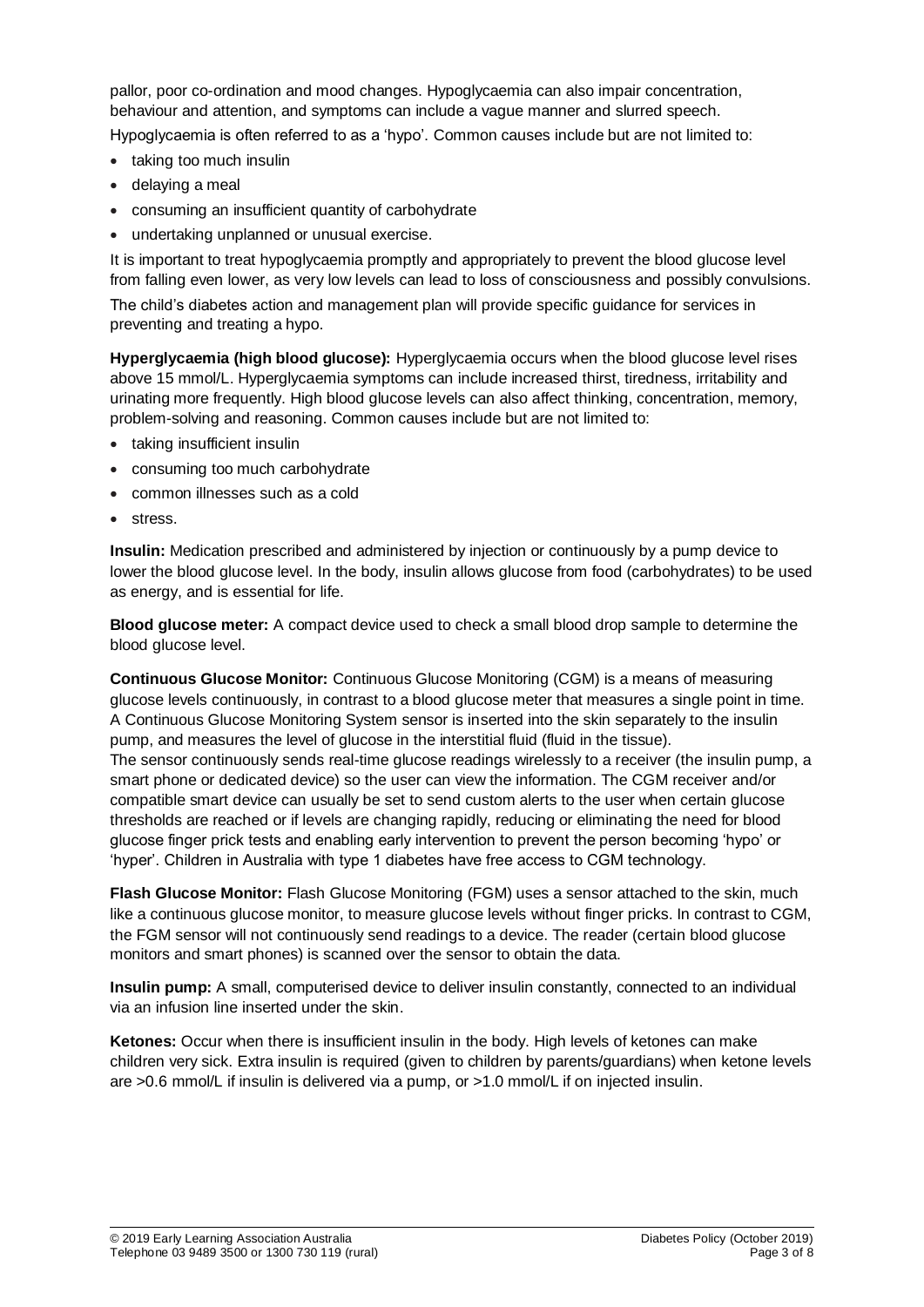pallor, poor co-ordination and mood changes. Hypoglycaemia can also impair concentration, behaviour and attention, and symptoms can include a vague manner and slurred speech.

Hypoglycaemia is often referred to as a 'hypo'. Common causes include but are not limited to:

- taking too much insulin
- delaying a meal
- consuming an insufficient quantity of carbohydrate
- undertaking unplanned or unusual exercise.

It is important to treat hypoglycaemia promptly and appropriately to prevent the blood glucose level from falling even lower, as very low levels can lead to loss of consciousness and possibly convulsions.

The child's diabetes action and management plan will provide specific guidance for services in preventing and treating a hypo.

**Hyperglycaemia (high blood glucose):** Hyperglycaemia occurs when the blood glucose level rises above 15 mmol/L. Hyperglycaemia symptoms can include increased thirst, tiredness, irritability and urinating more frequently. High blood glucose levels can also affect thinking, concentration, memory, problem-solving and reasoning. Common causes include but are not limited to:

- taking insufficient insulin
- consuming too much carbohydrate
- common illnesses such as a cold
- stress.

**Insulin:** Medication prescribed and administered by injection or continuously by a pump device to lower the blood glucose level. In the body, insulin allows glucose from food (carbohydrates) to be used as energy, and is essential for life.

**Blood glucose meter:** A compact device used to check a small blood drop sample to determine the blood glucose level.

**Continuous Glucose Monitor:** Continuous Glucose Monitoring (CGM) is a means of measuring glucose levels continuously, in contrast to a blood glucose meter that measures a single point in time. A Continuous Glucose Monitoring System sensor is inserted into the skin separately to the insulin pump, and measures the level of glucose in the interstitial fluid (fluid in the tissue).
The sensor continuously sends real-time glucose readings wirelessly to a receiver (the insulin pump, a smart phone or dedicated device) so the user can view the information. The CGM receiver and/or compatible smart device can usually be set to send custom alerts to the user when certain glucose thresholds are reached or if levels are changing rapidly, reducing or eliminating the need for blood glucose finger prick tests and enabling early intervention to prevent the person becoming 'hypo' or 'hyper'. Children in Australia with type 1 diabetes have free access to CGM technology.

**Flash Glucose Monitor:** Flash Glucose Monitoring (FGM) uses a sensor attached to the skin, much like a continuous glucose monitor, to measure glucose levels without finger pricks. In contrast to CGM, the FGM sensor will not continuously send readings to a device. The reader (certain blood glucose monitors and smart phones) is scanned over the sensor to obtain the data.

**Insulin pump:** A small, computerised device to deliver insulin constantly, connected to an individual via an infusion line inserted under the skin.

**Ketones:** Occur when there is insufficient insulin in the body. High levels of ketones can make children very sick. Extra insulin is required (given to children by parents/guardians) when ketone levels are >0.6 mmol/L if insulin is delivered via a pump, or >1.0 mmol/L if on injected insulin.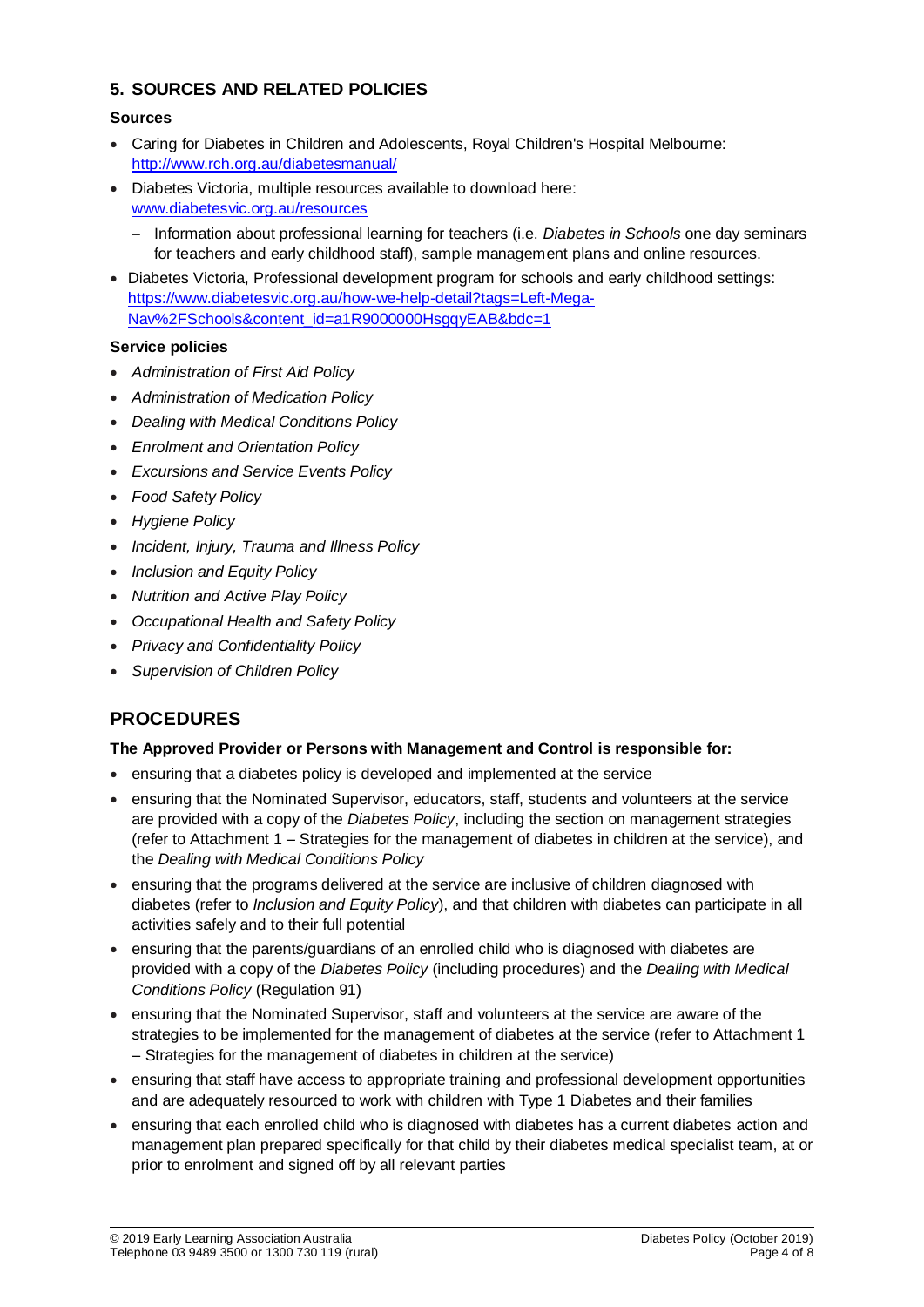## 5. SOURCES AND RELATED POLICIES

**Sources**

- Caring for Diabetes in Children and Adolescents, Royal Children's Hospital Melbourne: http://www.rch.org.au/diabetesmanual/
- Diabetes Victoria, multiple resources available to download here: www.diabetesvic.org.au/resources
  - Information about professional learning for teachers (i.e. *Diabetes in Schools* one day seminars for teachers and early childhood staff), sample management plans and online resources.
- Diabetes Victoria, Professional development program for schools and early childhood settings: https://www.diabetesvic.org.au/how-we-help-detail?tags=Left-Mega-Nav%2FSchools&content_id=a1R9000000HsgqyEAB&bdc=1

**Service policies**

- *Administration of First Aid Policy*
- *Administration of Medication Policy*
- *Dealing with Medical Conditions Policy*
- *Enrolment and Orientation Policy*
- *Excursions and Service Events Policy*
- *Food Safety Policy*
- *Hygiene Policy*
- *Incident, Injury, Trauma and Illness Policy*
- *Inclusion and Equity Policy*
- *Nutrition and Active Play Policy*
- *Occupational Health and Safety Policy*
- *Privacy and Confidentiality Policy*
- *Supervision of Children Policy*

# PROCEDURES

**The Approved Provider or Persons with Management and Control is responsible for:**

- ensuring that a diabetes policy is developed and implemented at the service
- ensuring that the Nominated Supervisor, educators, staff, students and volunteers at the service are provided with a copy of the *Diabetes Policy*, including the section on management strategies (refer to Attachment 1 – Strategies for the management of diabetes in children at the service), and the *Dealing with Medical Conditions Policy*
- ensuring that the programs delivered at the service are inclusive of children diagnosed with diabetes (refer to *Inclusion and Equity Policy*), and that children with diabetes can participate in all activities safely and to their full potential
- ensuring that the parents/guardians of an enrolled child who is diagnosed with diabetes are provided with a copy of the *Diabetes Policy* (including procedures) and the *Dealing with Medical Conditions Policy* (Regulation 91)
- ensuring that the Nominated Supervisor, staff and volunteers at the service are aware of the strategies to be implemented for the management of diabetes at the service (refer to Attachment 1 – Strategies for the management of diabetes in children at the service)
- ensuring that staff have access to appropriate training and professional development opportunities and are adequately resourced to work with children with Type 1 Diabetes and their families
- ensuring that each enrolled child who is diagnosed with diabetes has a current diabetes action and management plan prepared specifically for that child by their diabetes medical specialist team, at or prior to enrolment and signed off by all relevant parties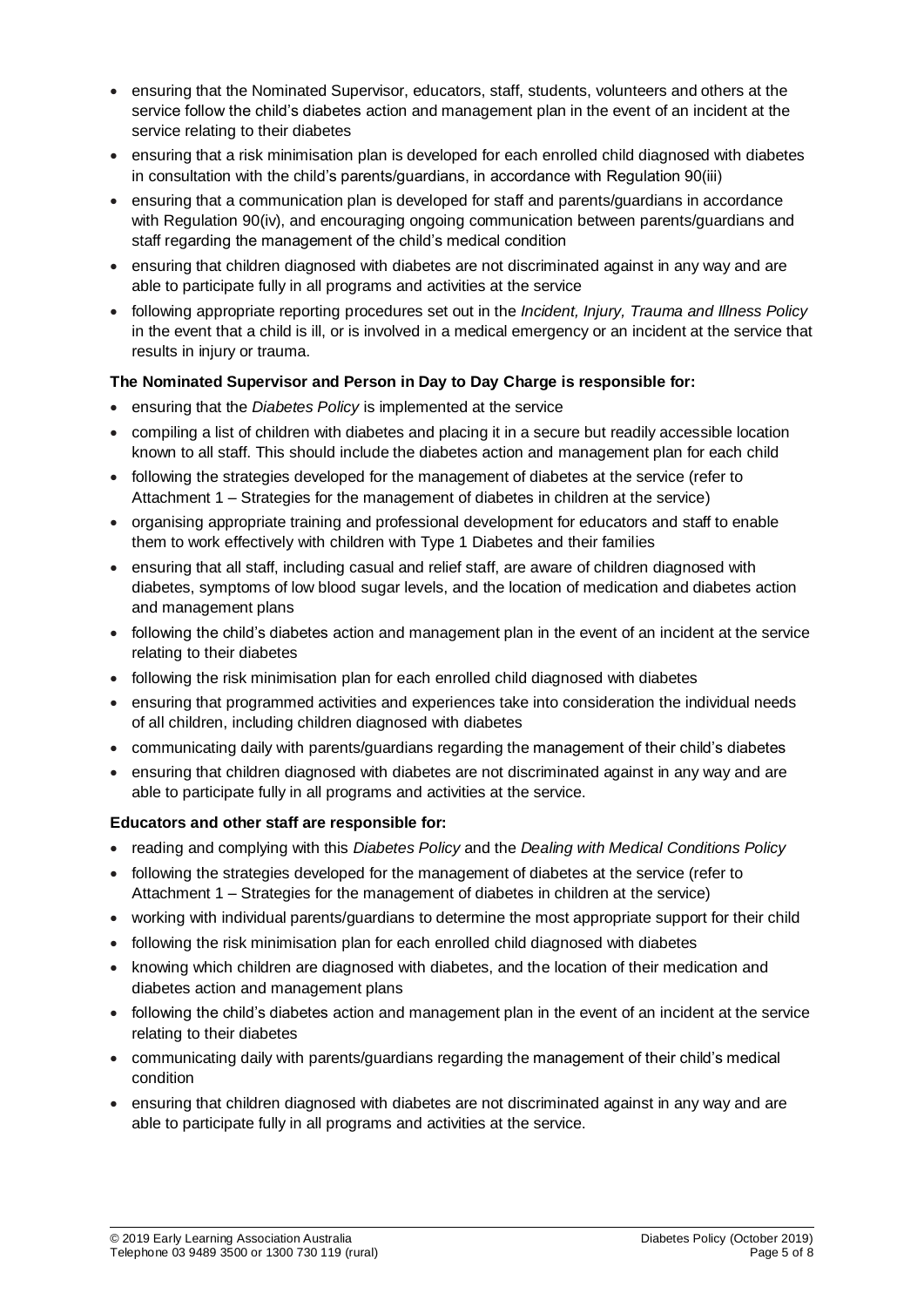- ensuring that the Nominated Supervisor, educators, staff, students, volunteers and others at the service follow the child's diabetes action and management plan in the event of an incident at the service relating to their diabetes
- ensuring that a risk minimisation plan is developed for each enrolled child diagnosed with diabetes in consultation with the child's parents/guardians, in accordance with Regulation 90(iii)
- ensuring that a communication plan is developed for staff and parents/guardians in accordance with Regulation 90(iv), and encouraging ongoing communication between parents/guardians and staff regarding the management of the child's medical condition
- ensuring that children diagnosed with diabetes are not discriminated against in any way and are able to participate fully in all programs and activities at the service
- following appropriate reporting procedures set out in the *Incident, Injury, Trauma and Illness Policy* in the event that a child is ill, or is involved in a medical emergency or an incident at the service that results in injury or trauma.

**The Nominated Supervisor and Person in Day to Day Charge is responsible for:**

- ensuring that the *Diabetes Policy* is implemented at the service
- compiling a list of children with diabetes and placing it in a secure but readily accessible location known to all staff. This should include the diabetes action and management plan for each child
- following the strategies developed for the management of diabetes at the service (refer to Attachment 1 – Strategies for the management of diabetes in children at the service)
- organising appropriate training and professional development for educators and staff to enable them to work effectively with children with Type 1 Diabetes and their families
- ensuring that all staff, including casual and relief staff, are aware of children diagnosed with diabetes, symptoms of low blood sugar levels, and the location of medication and diabetes action and management plans
- following the child's diabetes action and management plan in the event of an incident at the service relating to their diabetes
- following the risk minimisation plan for each enrolled child diagnosed with diabetes
- ensuring that programmed activities and experiences take into consideration the individual needs of all children, including children diagnosed with diabetes
- communicating daily with parents/guardians regarding the management of their child's diabetes
- ensuring that children diagnosed with diabetes are not discriminated against in any way and are able to participate fully in all programs and activities at the service.

**Educators and other staff are responsible for:**

- reading and complying with this *Diabetes Policy* and the *Dealing with Medical Conditions Policy*
- following the strategies developed for the management of diabetes at the service (refer to Attachment 1 – Strategies for the management of diabetes in children at the service)
- working with individual parents/guardians to determine the most appropriate support for their child
- following the risk minimisation plan for each enrolled child diagnosed with diabetes
- knowing which children are diagnosed with diabetes, and the location of their medication and diabetes action and management plans
- following the child's diabetes action and management plan in the event of an incident at the service relating to their diabetes
- communicating daily with parents/guardians regarding the management of their child's medical condition
- ensuring that children diagnosed with diabetes are not discriminated against in any way and are able to participate fully in all programs and activities at the service.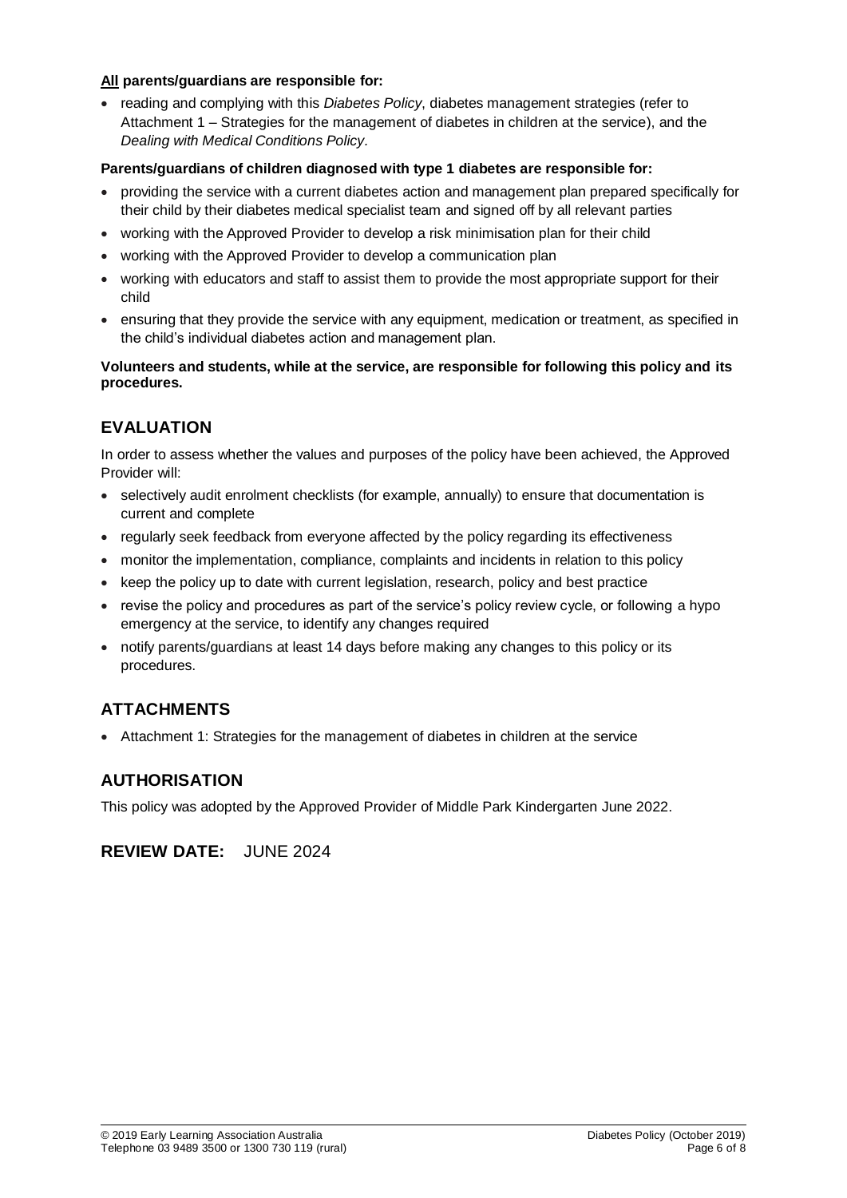**<u>All</u> parents/guardians are responsible for:**

- reading and complying with this *Diabetes Policy*, diabetes management strategies (refer to Attachment 1 – Strategies for the management of diabetes in children at the service), and the *Dealing with Medical Conditions Policy*.

**Parents/guardians of children diagnosed with type 1 diabetes are responsible for:**

- providing the service with a current diabetes action and management plan prepared specifically for their child by their diabetes medical specialist team and signed off by all relevant parties
- working with the Approved Provider to develop a risk minimisation plan for their child
- working with the Approved Provider to develop a communication plan
- working with educators and staff to assist them to provide the most appropriate support for their child
- ensuring that they provide the service with any equipment, medication or treatment, as specified in the child's individual diabetes action and management plan.

**Volunteers and students, while at the service, are responsible for following this policy and its procedures.**

## EVALUATION

In order to assess whether the values and purposes of the policy have been achieved, the Approved Provider will:

- selectively audit enrolment checklists (for example, annually) to ensure that documentation is current and complete
- regularly seek feedback from everyone affected by the policy regarding its effectiveness
- monitor the implementation, compliance, complaints and incidents in relation to this policy
- keep the policy up to date with current legislation, research, policy and best practice
- revise the policy and procedures as part of the service's policy review cycle, or following a hypo emergency at the service, to identify any changes required
- notify parents/guardians at least 14 days before making any changes to this policy or its procedures.

## ATTACHMENTS

- Attachment 1: Strategies for the management of diabetes in children at the service

## AUTHORISATION

This policy was adopted by the Approved Provider of Middle Park Kindergarten June 2022.

## REVIEW DATE: JUNE 2024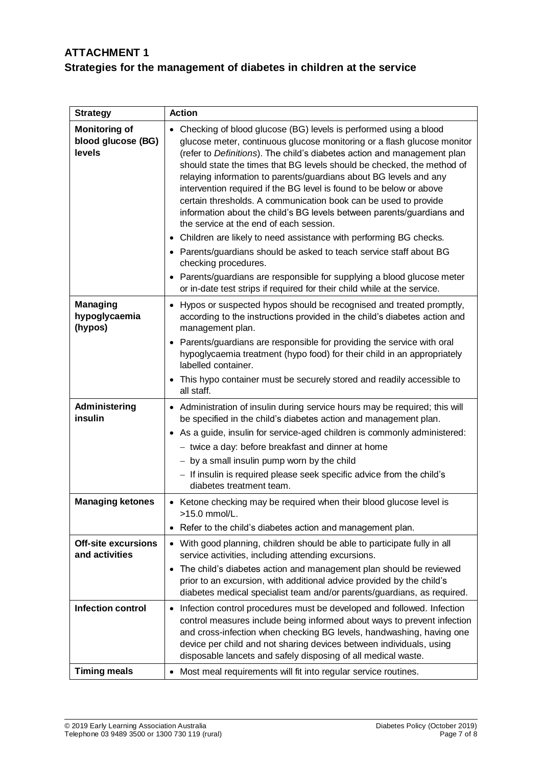# ATTACHMENT 1

## Strategies for the management of diabetes in children at the service

| Strategy | Action |
|---|---|
| **Monitoring of blood glucose (BG) levels** | • Checking of blood glucose (BG) levels is performed using a blood glucose meter, continuous glucose monitoring or a flash glucose monitor (refer to *Definitions*). The child's diabetes action and management plan should state the times that BG levels should be checked, the method of relaying information to parents/guardians about BG levels and any intervention required if the BG level is found to be below or above certain thresholds. A communication book can be used to provide information about the child's BG levels between parents/guardians and the service at the end of each session.<br>• Children are likely to need assistance with performing BG checks.<br>• Parents/guardians should be asked to teach service staff about BG checking procedures.<br>• Parents/guardians are responsible for supplying a blood glucose meter or in-date test strips if required for their child while at the service. |
| **Managing hypoglycaemia (hypos)** | • Hypos or suspected hypos should be recognised and treated promptly, according to the instructions provided in the child's diabetes action and management plan.<br>• Parents/guardians are responsible for providing the service with oral hypoglycaemia treatment (hypo food) for their child in an appropriately labelled container.<br>• This hypo container must be securely stored and readily accessible to all staff. |
| **Administering insulin** | • Administration of insulin during service hours may be required; this will be specified in the child's diabetes action and management plan.<br>• As a guide, insulin for service-aged children is commonly administered:<br>– twice a day: before breakfast and dinner at home<br>– by a small insulin pump worn by the child<br>– If insulin is required please seek specific advice from the child's diabetes treatment team. |
| **Managing ketones** | • Ketone checking may be required when their blood glucose level is >15.0 mmol/L.<br>• Refer to the child's diabetes action and management plan. |
| **Off-site excursions and activities** | • With good planning, children should be able to participate fully in all service activities, including attending excursions.<br>• The child's diabetes action and management plan should be reviewed prior to an excursion, with additional advice provided by the child's diabetes medical specialist team and/or parents/guardians, as required. |
| **Infection control** | • Infection control procedures must be developed and followed. Infection control measures include being informed about ways to prevent infection and cross-infection when checking BG levels, handwashing, having one device per child and not sharing devices between individuals, using disposable lancets and safely disposing of all medical waste. |
| **Timing meals** | • Most meal requirements will fit into regular service routines. |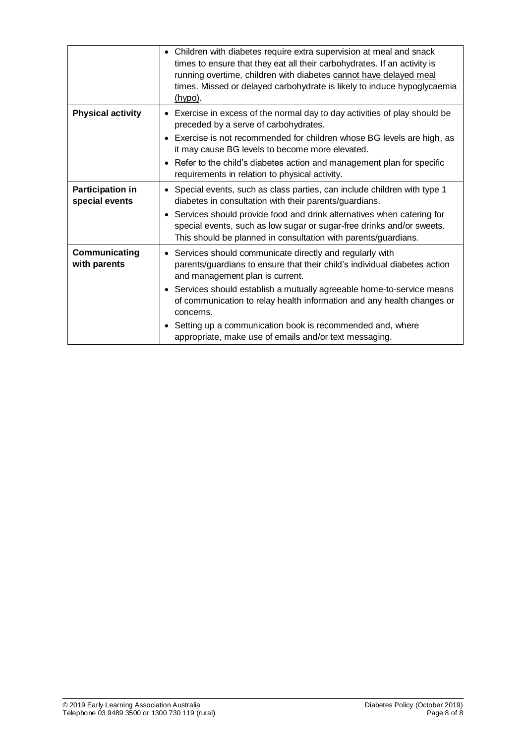| | |
|---|---|
| | • Children with diabetes require extra supervision at meal and snack times to ensure that they eat all their carbohydrates. If an activity is running overtime, children with diabetes cannot have delayed meal times. Missed or delayed carbohydrate is likely to induce hypoglycaemia (hypo). |
| **Physical activity** | • Exercise in excess of the normal day to day activities of play should be preceded by a serve of carbohydrates.<br>• Exercise is not recommended for children whose BG levels are high, as it may cause BG levels to become more elevated.<br>• Refer to the child's diabetes action and management plan for specific requirements in relation to physical activity. |
| **Participation in special events** | • Special events, such as class parties, can include children with type 1 diabetes in consultation with their parents/guardians.<br>• Services should provide food and drink alternatives when catering for special events, such as low sugar or sugar-free drinks and/or sweets. This should be planned in consultation with parents/guardians. |
| **Communicating with parents** | • Services should communicate directly and regularly with parents/guardians to ensure that their child's individual diabetes action and management plan is current.<br>• Services should establish a mutually agreeable home-to-service means of communication to relay health information and any health changes or concerns.<br>• Setting up a communication book is recommended and, where appropriate, make use of emails and/or text messaging. |